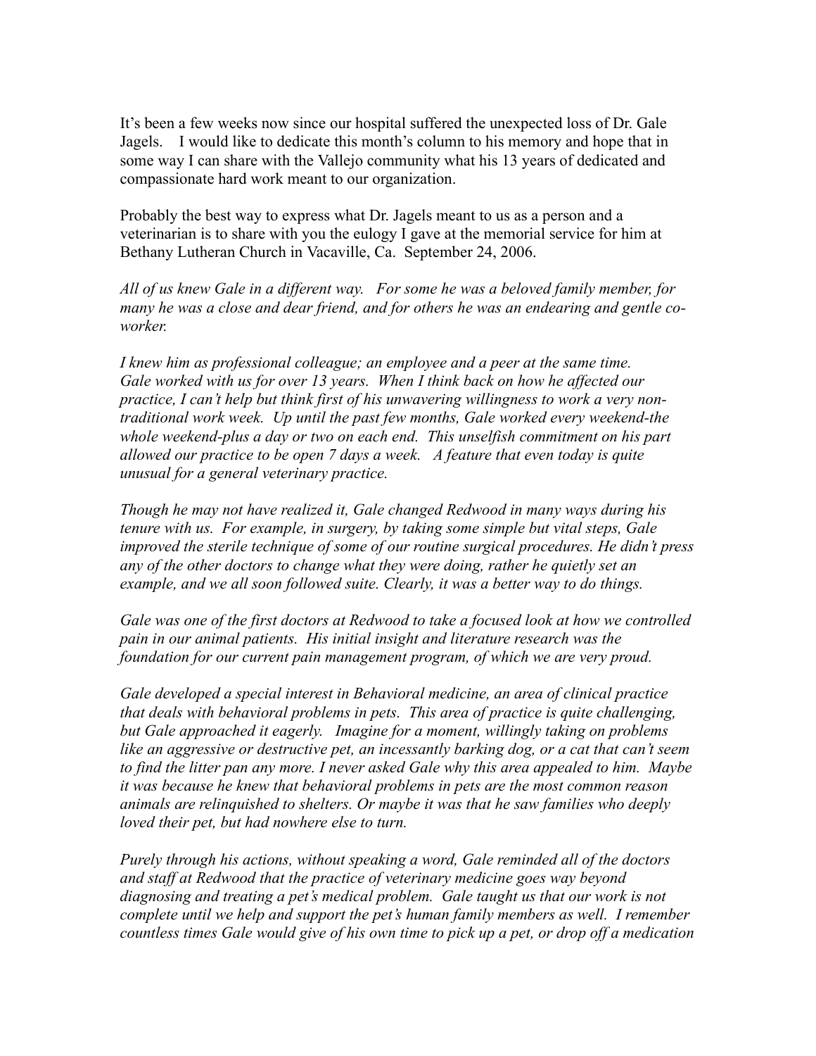It's been a few weeks now since our hospital suffered the unexpected loss of Dr. Gale Jagels. I would like to dedicate this month's column to his memory and hope that in some way I can share with the Vallejo community what his 13 years of dedicated and compassionate hard work meant to our organization.

Probably the best way to express what Dr. Jagels meant to us as a person and a veterinarian is to share with you the eulogy I gave at the memorial service for him at Bethany Lutheran Church in Vacaville, Ca. September 24, 2006.

*All of us knew Gale in a different way. For some he was a beloved family member, for many he was a close and dear friend, and for others he was an endearing and gentle co-worker.*

*I knew him as professional colleague; an employee and a peer at the same time. Gale worked with us for over 13 years. When I think back on how he affected our practice, I can't help but think first of his unwavering willingness to work a very non-traditional work week. Up until the past few months, Gale worked every weekend-the whole weekend-plus a day or two on each end. This unselfish commitment on his part allowed our practice to be open 7 days a week. A feature that even today is quite unusual for a general veterinary practice.*

*Though he may not have realized it, Gale changed Redwood in many ways during his tenure with us. For example, in surgery, by taking some simple but vital steps, Gale improved the sterile technique of some of our routine surgical procedures. He didn't press any of the other doctors to change what they were doing, rather he quietly set an example, and we all soon followed suite. Clearly, it was a better way to do things.*

*Gale was one of the first doctors at Redwood to take a focused look at how we controlled pain in our animal patients. His initial insight and literature research was the foundation for our current pain management program, of which we are very proud.*

*Gale developed a special interest in Behavioral medicine, an area of clinical practice that deals with behavioral problems in pets. This area of practice is quite challenging, but Gale approached it eagerly. Imagine for a moment, willingly taking on problems like an aggressive or destructive pet, an incessantly barking dog, or a cat that can't seem to find the litter pan any more. I never asked Gale why this area appealed to him. Maybe it was because he knew that behavioral problems in pets are the most common reason animals are relinquished to shelters. Or maybe it was that he saw families who deeply loved their pet, but had nowhere else to turn.*

*Purely through his actions, without speaking a word, Gale reminded all of the doctors and staff at Redwood that the practice of veterinary medicine goes way beyond diagnosing and treating a pet's medical problem. Gale taught us that our work is not complete until we help and support the pet's human family members as well. I remember countless times Gale would give of his own time to pick up a pet, or drop off a medication*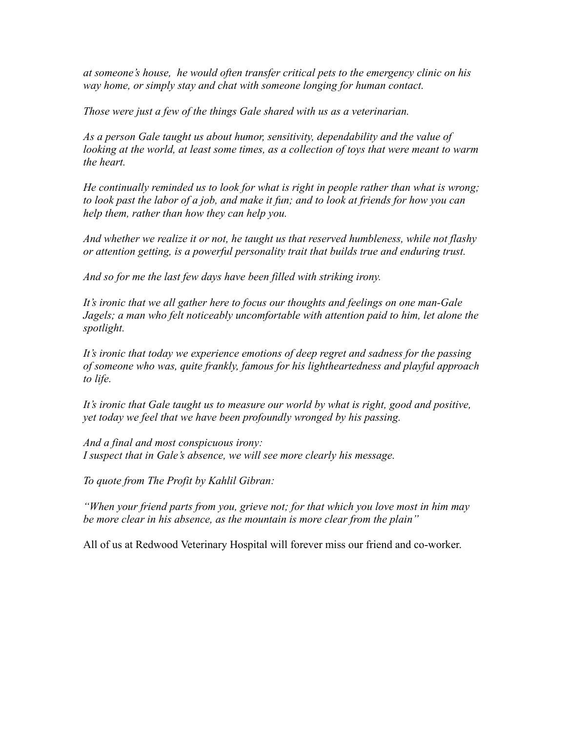*at someone's house,  he would often transfer critical pets to the emergency clinic on his way home, or simply stay and chat with someone longing for human contact.*

*Those were just a few of the things Gale shared with us as a veterinarian.*

*As a person Gale taught us about humor, sensitivity, dependability and the value of looking at the world, at least some times, as a collection of toys that were meant to warm the heart.*

*He continually reminded us to look for what is right in people rather than what is wrong; to look past the labor of a job, and make it fun; and to look at friends for how you can help them, rather than how they can help you.*

*And whether we realize it or not, he taught us that reserved humbleness, while not flashy or attention getting, is a powerful personality trait that builds true and enduring trust.*

*And so for me the last few days have been filled with striking irony.*

*It's ironic that we all gather here to focus our thoughts and feelings on one man-Gale Jagels; a man who felt noticeably uncomfortable with attention paid to him, let alone the spotlight.*

*It's ironic that today we experience emotions of deep regret and sadness for the passing of someone who was, quite frankly, famous for his lightheartedness and playful approach to life.*

*It's ironic that Gale taught us to measure our world by what is right, good and positive, yet today we feel that we have been profoundly wronged by his passing.*

*And a final and most conspicuous irony:*
*I suspect that in Gale's absence, we will see more clearly his message.*

*To quote from The Profit by Kahlil Gibran:*

*"When your friend parts from you, grieve not; for that which you love most in him may be more clear in his absence, as the mountain is more clear from the plain"*

All of us at Redwood Veterinary Hospital will forever miss our friend and co-worker.